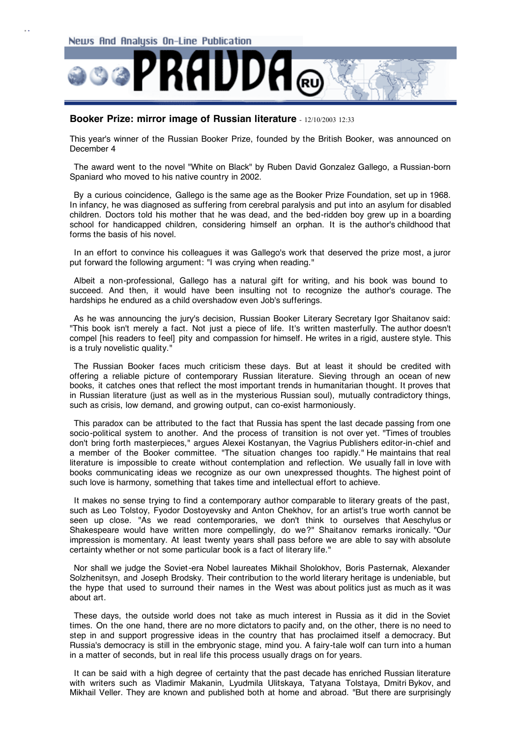News And Analysis On-Line Publication

# PRAVDA.RU

## Booker Prize: mirror image of Russian literature - 12/10/2003 12:33

This year's winner of the Russian Booker Prize, founded by the British Booker, was announced on December 4

The award went to the novel "White on Black" by Ruben David Gonzalez Gallego, a Russian-born Spaniard who moved to his native country in 2002.

By a curious coincidence, Gallego is the same age as the Booker Prize Foundation, set up in 1968. In infancy, he was diagnosed as suffering from cerebral paralysis and put into an asylum for disabled children. Doctors told his mother that he was dead, and the bed-ridden boy grew up in a boarding school for handicapped children, considering himself an orphan. It is the author's childhood that forms the basis of his novel.

In an effort to convince his colleagues it was Gallego's work that deserved the prize most, a juror put forward the following argument: "I was crying when reading."

Albeit a non-professional, Gallego has a natural gift for writing, and his book was bound to succeed. And then, it would have been insulting not to recognize the author's courage. The hardships he endured as a child overshadow even Job's sufferings.

As he was announcing the jury's decision, Russian Booker Literary Secretary Igor Shaitanov said: "This book isn't merely a fact. Not just a piece of life. It's written masterfully. The author doesn't compel [his readers to feel] pity and compassion for himself. He writes in a rigid, austere style. This is a truly novelistic quality."

The Russian Booker faces much criticism these days. But at least it should be credited with offering a reliable picture of contemporary Russian literature. Sieving through an ocean of new books, it catches ones that reflect the most important trends in humanitarian thought. It proves that in Russian literature (just as well as in the mysterious Russian soul), mutually contradictory things, such as crisis, low demand, and growing output, can co-exist harmoniously.

This paradox can be attributed to the fact that Russia has spent the last decade passing from one socio-political system to another. And the process of transition is not over yet. "Times of troubles don't bring forth masterpieces," argues Alexei Kostanyan, the Vagrius Publishers editor-in-chief and a member of the Booker committee. "The situation changes too rapidly." He maintains that real literature is impossible to create without contemplation and reflection. We usually fall in love with books communicating ideas we recognize as our own unexpressed thoughts. The highest point of such love is harmony, something that takes time and intellectual effort to achieve.

It makes no sense trying to find a contemporary author comparable to literary greats of the past, such as Leo Tolstoy, Fyodor Dostoyevsky and Anton Chekhov, for an artist's true worth cannot be seen up close. "As we read contemporaries, we don't think to ourselves that Aeschylus or Shakespeare would have written more compellingly, do we?" Shaitanov remarks ironically. "Our impression is momentary. At least twenty years shall pass before we are able to say with absolute certainty whether or not some particular book is a fact of literary life."

Nor shall we judge the Soviet-era Nobel laureates Mikhail Sholokhov, Boris Pasternak, Alexander Solzhenitsyn, and Joseph Brodsky. Their contribution to the world literary heritage is undeniable, but the hype that used to surround their names in the West was about politics just as much as it was about art.

These days, the outside world does not take as much interest in Russia as it did in the Soviet times. On the one hand, there are no more dictators to pacify and, on the other, there is no need to step in and support progressive ideas in the country that has proclaimed itself a democracy. But Russia's democracy is still in the embryonic stage, mind you. A fairy-tale wolf can turn into a human in a matter of seconds, but in real life this process usually drags on for years.

It can be said with a high degree of certainty that the past decade has enriched Russian literature with writers such as Vladimir Makanin, Lyudmila Ulitskaya, Tatyana Tolstaya, Dmitri Bykov, and Mikhail Veller. They are known and published both at home and abroad. "But there are surprisingly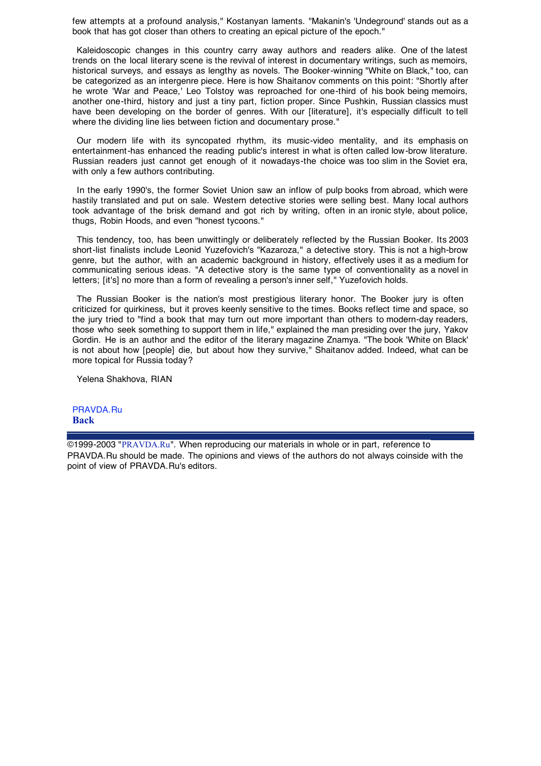few attempts at a profound analysis," Kostanyan laments. "Makanin's 'Undeground' stands out as a book that has got closer than others to creating an epical picture of the epoch."

Kaleidoscopic changes in this country carry away authors and readers alike. One of the latest trends on the local literary scene is the revival of interest in documentary writings, such as memoirs, historical surveys, and essays as lengthy as novels. The Booker-winning "White on Black," too, can be categorized as an intergenre piece. Here is how Shaitanov comments on this point: "Shortly after he wrote 'War and Peace,' Leo Tolstoy was reproached for one-third of his book being memoirs, another one-third, history and just a tiny part, fiction proper. Since Pushkin, Russian classics must have been developing on the border of genres. With our [literature], it's especially difficult to tell where the dividing line lies between fiction and documentary prose."

Our modern life with its syncopated rhythm, its music-video mentality, and its emphasis on entertainment-has enhanced the reading public's interest in what is often called low-brow literature. Russian readers just cannot get enough of it nowadays-the choice was too slim in the Soviet era, with only a few authors contributing.

In the early 1990's, the former Soviet Union saw an inflow of pulp books from abroad, which were hastily translated and put on sale. Western detective stories were selling best. Many local authors took advantage of the brisk demand and got rich by writing, often in an ironic style, about police, thugs, Robin Hoods, and even "honest tycoons."

This tendency, too, has been unwittingly or deliberately reflected by the Russian Booker. Its 2003 short-list finalists include Leonid Yuzefovich's "Kazaroza," a detective story. This is not a high-brow genre, but the author, with an academic background in history, effectively uses it as a medium for communicating serious ideas. "A detective story is the same type of conventionality as a novel in letters; [it's] no more than a form of revealing a person's inner self," Yuzefovich holds.

The Russian Booker is the nation's most prestigious literary honor. The Booker jury is often criticized for quirkiness, but it proves keenly sensitive to the times. Books reflect time and space, so the jury tried to "find a book that may turn out more important than others to modern-day readers, those who seek something to support them in life," explained the man presiding over the jury, Yakov Gordin. He is an author and the editor of the literary magazine Znamya. "The book 'White on Black' is not about how [people] die, but about how they survive," Shaitanov added. Indeed, what can be more topical for Russia today?

Yelena Shakhova, RIAN

PRAVDA.Ru
**Back**

---

©1999-2003 "PRAVDA.Ru". When reproducing our materials in whole or in part, reference to PRAVDA.Ru should be made. The opinions and views of the authors do not always coinside with the point of view of PRAVDA.Ru's editors.